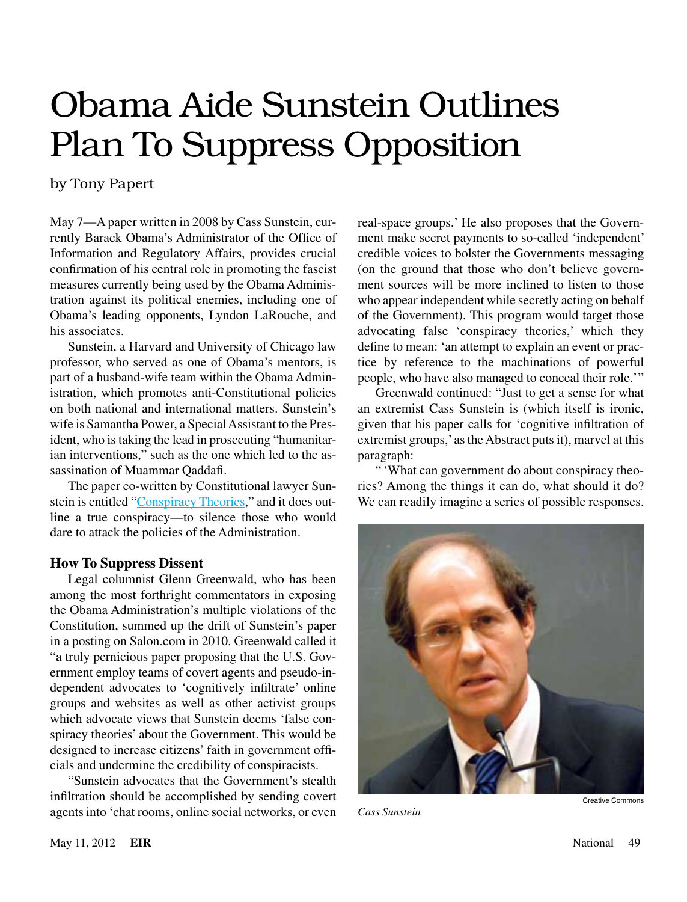# Obama Aide Sunstein Outlines Plan To Suppress Opposition

by Tony Papert

May 7—A paper written in 2008 by Cass Sunstein, currently Barack Obama's Administrator of the Office of Information and Regulatory Affairs, provides crucial confirmation of his central role in promoting the fascist measures currently being used by the Obama Administration against its political enemies, including one of Obama's leading opponents, Lyndon LaRouche, and his associates.

Sunstein, a Harvard and University of Chicago law professor, who served as one of Obama's mentors, is part of a husband-wife team within the Obama Administration, which promotes anti-Constitutional policies on both national and international matters. Sunstein's wife is Samantha Power, a Special Assistant to the President, who is taking the lead in prosecuting "humanitarian interventions," such as the one which led to the assassination of Muammar Qaddafi.

The paper co-written by Constitutional lawyer Sunstein is entitled "Conspiracy Theories," and it does outline a true conspiracy—to silence those who would dare to attack the policies of the Administration.

### How To Suppress Dissent

Legal columnist Glenn Greenwald, who has been among the most forthright commentators in exposing the Obama Administration's multiple violations of the Constitution, summed up the drift of Sunstein's paper in a posting on Salon.com in 2010. Greenwald called it "a truly pernicious paper proposing that the U.S. Government employ teams of covert agents and pseudo-independent advocates to 'cognitively infiltrate' online groups and websites as well as other activist groups which advocate views that Sunstein deems 'false conspiracy theories' about the Government. This would be designed to increase citizens' faith in government officials and undermine the credibility of conspiracists.

"Sunstein advocates that the Government's stealth infiltration should be accomplished by sending covert agents into 'chat rooms, online social networks, or even real-space groups.' He also proposes that the Government make secret payments to so-called 'independent' credible voices to bolster the Governments messaging (on the ground that those who don't believe government sources will be more inclined to listen to those who appear independent while secretly acting on behalf of the Government). This program would target those advocating false 'conspiracy theories,' which they define to mean: 'an attempt to explain an event or practice by reference to the machinations of powerful people, who have also managed to conceal their role.'"

Greenwald continued: "Just to get a sense for what an extremist Cass Sunstein is (which itself is ironic, given that his paper calls for 'cognitive infiltration of extremist groups,' as the Abstract puts it), marvel at this paragraph:

"'What can government do about conspiracy theories? Among the things it can do, what should it do? We can readily imagine a series of possible responses.

Creative Commons

*Cass Sunstein*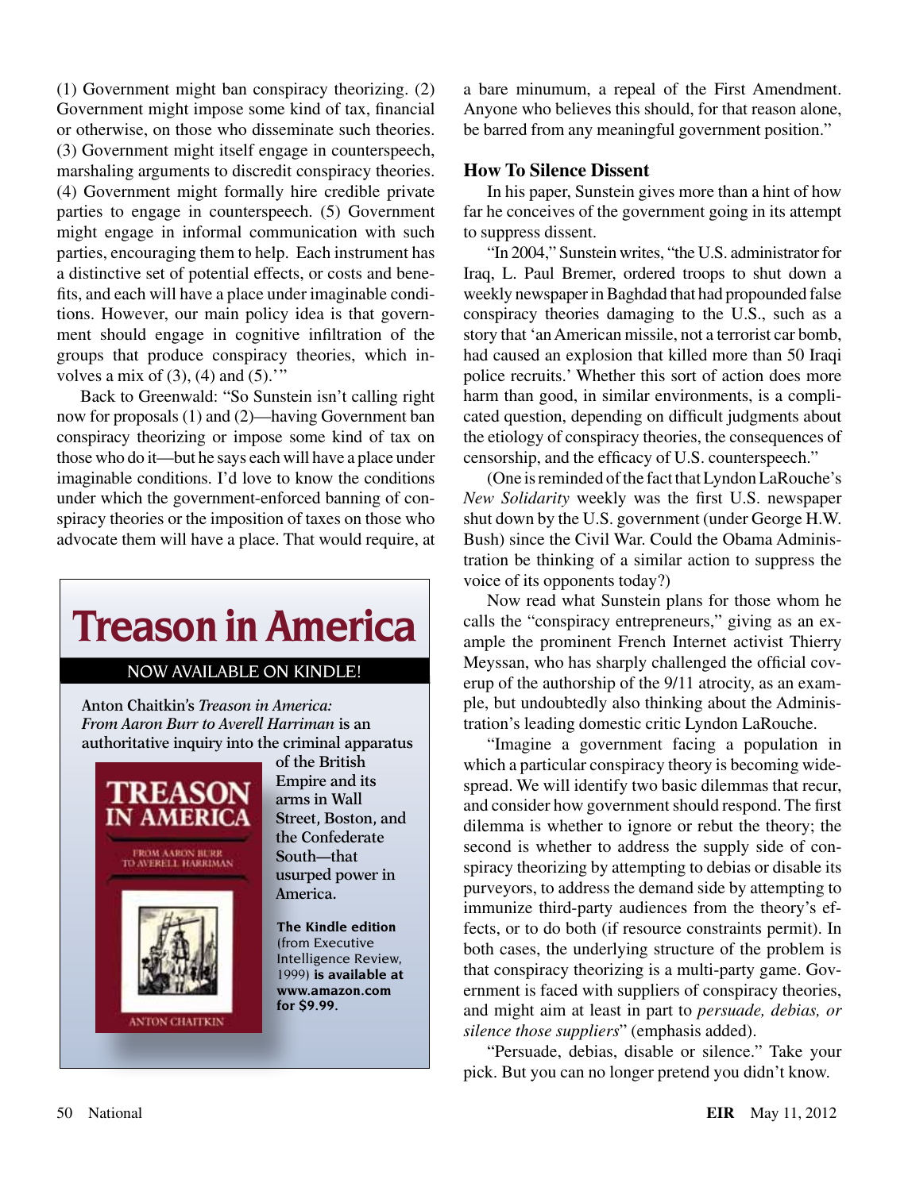(1) Government might ban conspiracy theorizing. (2) Government might impose some kind of tax, financial or otherwise, on those who disseminate such theories. (3) Government might itself engage in counterspeech, marshaling arguments to discredit conspiracy theories. (4) Government might formally hire credible private parties to engage in counterspeech. (5) Government might engage in informal communication with such parties, encouraging them to help. Each instrument has a distinctive set of potential effects, or costs and benefits, and each will have a place under imaginable conditions. However, our main policy idea is that government should engage in cognitive infiltration of the groups that produce conspiracy theories, which involves a mix of (3), (4) and (5).'"

Back to Greenwald: "So Sunstein isn't calling right now for proposals (1) and (2)—having Government ban conspiracy theorizing or impose some kind of tax on those who do it—but he says each will have a place under imaginable conditions. I'd love to know the conditions under which the government-enforced banning of conspiracy theories or the imposition of taxes on those who advocate them will have a place. That would require, at a bare minumum, a repeal of the First Amendment. Anyone who believes this should, for that reason alone, be barred from any meaningful government position."

## How To Silence Dissent

In his paper, Sunstein gives more than a hint of how far he conceives of the government going in its attempt to suppress dissent.

"In 2004," Sunstein writes, "the U.S. administrator for Iraq, L. Paul Bremer, ordered troops to shut down a weekly newspaper in Baghdad that had propounded false conspiracy theories damaging to the U.S., such as a story that 'an American missile, not a terrorist car bomb, had caused an explosion that killed more than 50 Iraqi police recruits.' Whether this sort of action does more harm than good, in similar environments, is a complicated question, depending on difficult judgments about the etiology of conspiracy theories, the consequences of censorship, and the efficacy of U.S. counterspeech."

(One is reminded of the fact that Lyndon LaRouche's *New Solidarity* weekly was the first U.S. newspaper shut down by the U.S. government (under George H.W. Bush) since the Civil War. Could the Obama Administration be thinking of a similar action to suppress the voice of its opponents today?)

Now read what Sunstein plans for those whom he calls the "conspiracy entrepreneurs," giving as an example the prominent French Internet activist Thierry Meyssan, who has sharply challenged the official coverup of the authorship of the 9/11 atrocity, as an example, but undoubtedly also thinking about the Administration's leading domestic critic Lyndon LaRouche.

"Imagine a government facing a population in which a particular conspiracy theory is becoming widespread. We will identify two basic dilemmas that recur, and consider how government should respond. The first dilemma is whether to ignore or rebut the theory; the second is whether to address the supply side of conspiracy theorizing by attempting to debias or disable its purveyors, to address the demand side by attempting to immunize third-party audiences from the theory's effects, or to do both (if resource constraints permit). In both cases, the underlying structure of the problem is that conspiracy theorizing is a multi-party game. Government is faced with suppliers of conspiracy theories, and might aim at least in part to *persuade, debias, or silence those suppliers*" (emphasis added).

"Persuade, debias, disable or silence." Take your pick. But you can no longer pretend you didn't know.

---

# Treason in America

NOW AVAILABLE ON KINDLE!

Anton Chaitkin's *Treason in America: From Aaron Burr to Averell Harriman* is an authoritative inquiry into the criminal apparatus of the British Empire and its arms in Wall Street, Boston, and the Confederate South—that usurped power in America.

TREASON IN AMERICA
FROM AARON BURR TO AVERELL HARRIMAN
ANTON CHAITKIN

**The Kindle edition** (from Executive Intelligence Review, 1999) **is available at www.amazon.com for $9.99.**